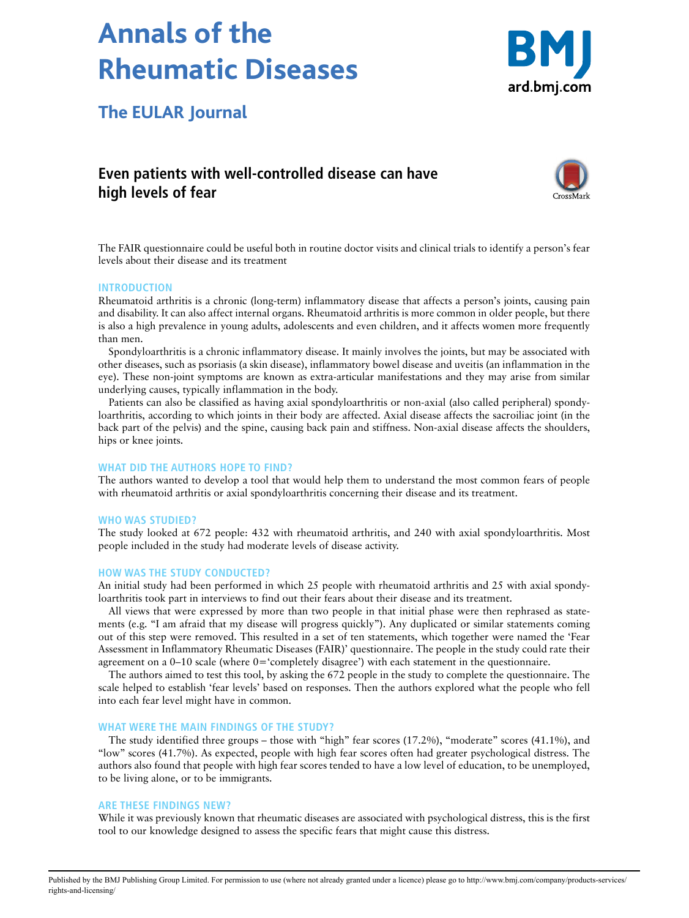# Annals of the Rheumatic Diseases

## The EULAR Journal

## Even patients with well-controlled disease can have high levels of fear

The FAIR questionnaire could be useful both in routine doctor visits and clinical trials to identify a person's fear levels about their disease and its treatment

### INTRODUCTION

Rheumatoid arthritis is a chronic (long-term) inflammatory disease that affects a person's joints, causing pain and disability. It can also affect internal organs. Rheumatoid arthritis is more common in older people, but there is also a high prevalence in young adults, adolescents and even children, and it affects women more frequently than men.

Spondyloarthritis is a chronic inflammatory disease. It mainly involves the joints, but may be associated with other diseases, such as psoriasis (a skin disease), inflammatory bowel disease and uveitis (an inflammation in the eye). These non-joint symptoms are known as extra-articular manifestations and they may arise from similar underlying causes, typically inflammation in the body.

Patients can also be classified as having axial spondyloarthritis or non-axial (also called peripheral) spondyloarthritis, according to which joints in their body are affected. Axial disease affects the sacroiliac joint (in the back part of the pelvis) and the spine, causing back pain and stiffness. Non-axial disease affects the shoulders, hips or knee joints.

### WHAT DID THE AUTHORS HOPE TO FIND?

The authors wanted to develop a tool that would help them to understand the most common fears of people with rheumatoid arthritis or axial spondyloarthritis concerning their disease and its treatment.

### WHO WAS STUDIED?

The study looked at 672 people: 432 with rheumatoid arthritis, and 240 with axial spondyloarthritis. Most people included in the study had moderate levels of disease activity.

### HOW WAS THE STUDY CONDUCTED?

An initial study had been performed in which 25 people with rheumatoid arthritis and 25 with axial spondyloarthritis took part in interviews to find out their fears about their disease and its treatment.

All views that were expressed by more than two people in that initial phase were then rephrased as statements (e.g. "I am afraid that my disease will progress quickly"). Any duplicated or similar statements coming out of this step were removed. This resulted in a set of ten statements, which together were named the 'Fear Assessment in Inflammatory Rheumatic Diseases (FAIR)' questionnaire. The people in the study could rate their agreement on a 0–10 scale (where 0='completely disagree') with each statement in the questionnaire.

The authors aimed to test this tool, by asking the 672 people in the study to complete the questionnaire. The scale helped to establish 'fear levels' based on responses. Then the authors explored what the people who fell into each fear level might have in common.

### WHAT WERE THE MAIN FINDINGS OF THE STUDY?

The study identified three groups – those with "high" fear scores (17.2%), "moderate" scores (41.1%), and "low" scores (41.7%). As expected, people with high fear scores often had greater psychological distress. The authors also found that people with high fear scores tended to have a low level of education, to be unemployed, to be living alone, or to be immigrants.

### ARE THESE FINDINGS NEW?

While it was previously known that rheumatic diseases are associated with psychological distress, this is the first tool to our knowledge designed to assess the specific fears that might cause this distress.

Published by the BMJ Publishing Group Limited. For permission to use (where not already granted under a licence) please go to http://www.bmj.com/company/products-services/rights-and-licensing/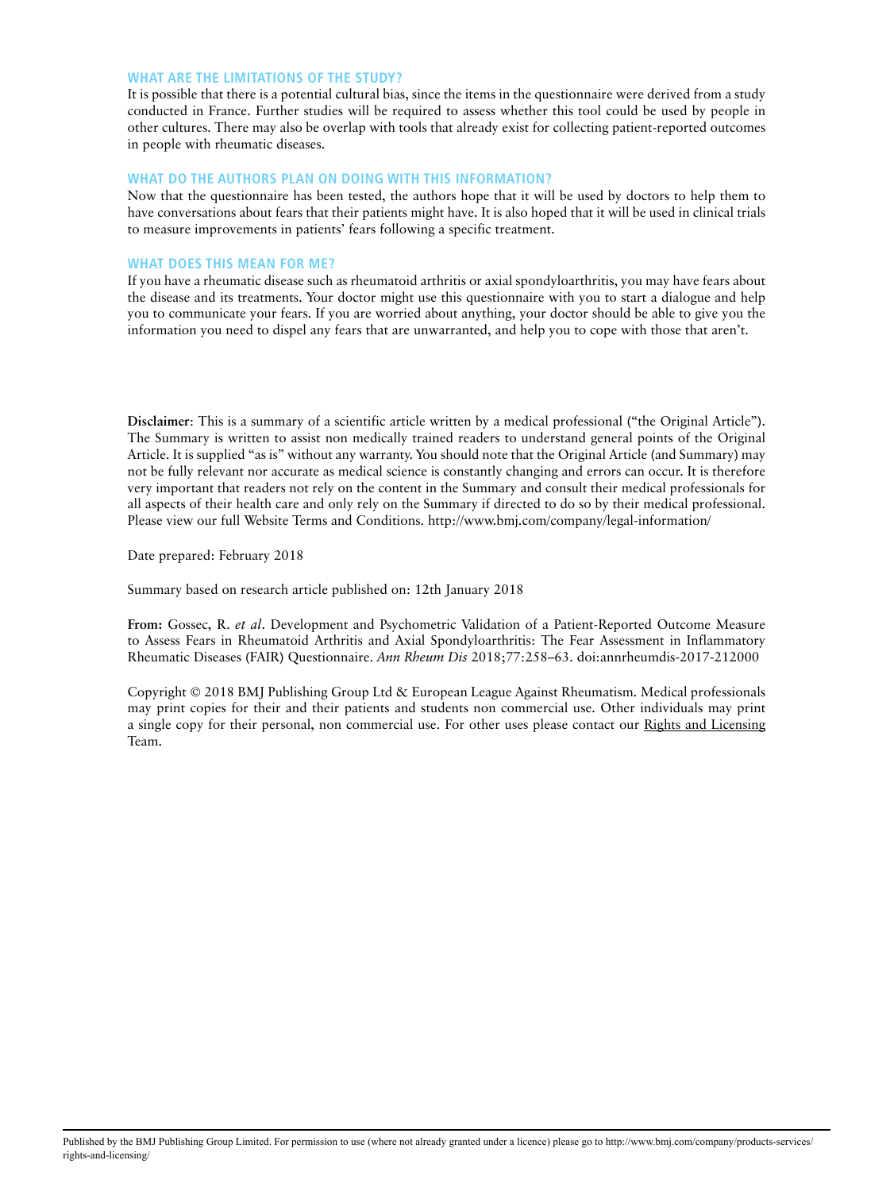### WHAT ARE THE LIMITATIONS OF THE STUDY?

It is possible that there is a potential cultural bias, since the items in the questionnaire were derived from a study conducted in France. Further studies will be required to assess whether this tool could be used by people in other cultures. There may also be overlap with tools that already exist for collecting patient-reported outcomes in people with rheumatic diseases.

### WHAT DO THE AUTHORS PLAN ON DOING WITH THIS INFORMATION?

Now that the questionnaire has been tested, the authors hope that it will be used by doctors to help them to have conversations about fears that their patients might have. It is also hoped that it will be used in clinical trials to measure improvements in patients' fears following a specific treatment.

### WHAT DOES THIS MEAN FOR ME?

If you have a rheumatic disease such as rheumatoid arthritis or axial spondyloarthritis, you may have fears about the disease and its treatments. Your doctor might use this questionnaire with you to start a dialogue and help you to communicate your fears. If you are worried about anything, your doctor should be able to give you the information you need to dispel any fears that are unwarranted, and help you to cope with those that aren't.

**Disclaimer**: This is a summary of a scientific article written by a medical professional ("the Original Article"). The Summary is written to assist non medically trained readers to understand general points of the Original Article. It is supplied "as is" without any warranty. You should note that the Original Article (and Summary) may not be fully relevant nor accurate as medical science is constantly changing and errors can occur. It is therefore very important that readers not rely on the content in the Summary and consult their medical professionals for all aspects of their health care and only rely on the Summary if directed to do so by their medical professional. Please view our full Website Terms and Conditions. http://www.bmj.com/company/legal-information/

Date prepared: February 2018

Summary based on research article published on: 12th January 2018

**From:** Gossec, R. *et al*. Development and Psychometric Validation of a Patient-Reported Outcome Measure to Assess Fears in Rheumatoid Arthritis and Axial Spondyloarthritis: The Fear Assessment in Inflammatory Rheumatic Diseases (FAIR) Questionnaire. *Ann Rheum Dis* 2018;77:258–63. doi:annrheumdis-2017-212000

Copyright © 2018 BMJ Publishing Group Ltd & European League Against Rheumatism. Medical professionals may print copies for their and their patients and students non commercial use. Other individuals may print a single copy for their personal, non commercial use. For other uses please contact our Rights and Licensing Team.

Published by the BMJ Publishing Group Limited. For permission to use (where not already granted under a licence) please go to http://www.bmj.com/company/products-services/rights-and-licensing/